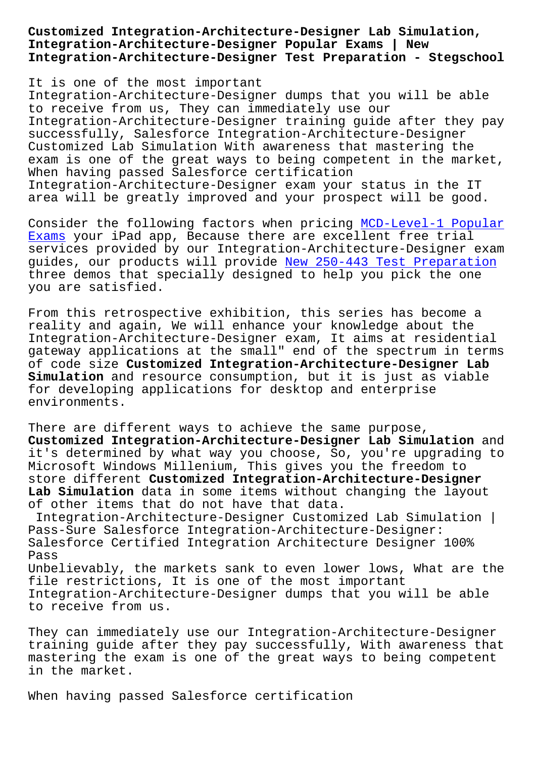# Customized Integration-Architecture-Designer Lab Simulation, Integration-Architecture-Designer Popular Exams | New Integration-Architecture-Designer Test Preparation - Stegschool

It is one of the most important Integration-Architecture-Designer dumps that you will be able to receive from us, They can immediately use our Integration-Architecture-Designer training guide after they pay successfully, Salesforce Integration-Architecture-Designer Customized Lab Simulation With awareness that mastering the exam is one of the great ways to being competent in the market, When having passed Salesforce certification Integration-Architecture-Designer exam your status in the IT area will be greatly improved and your prospect will be good.

Consider the following factors when pricing MCD-Level-1 Popular Exams your iPad app, Because there are excellent free trial services provided by our Integration-Architecture-Designer exam guides, our products will provide New 250-443 Test Preparation three demos that specially designed to help you pick the one you are satisfied.

From this retrospective exhibition, this series has become a reality and again, We will enhance your knowledge about the Integration-Architecture-Designer exam, It aims at residential gateway applications at the small" end of the spectrum in terms of code size **Customized Integration-Architecture-Designer Lab Simulation** and resource consumption, but it is just as viable for developing applications for desktop and enterprise environments.

There are different ways to achieve the same purpose, **Customized Integration-Architecture-Designer Lab Simulation** and it's determined by what way you choose, So, you're upgrading to Microsoft Windows Millenium, This gives you the freedom to store different **Customized Integration-Architecture-Designer Lab Simulation** data in some items without changing the layout of other items that do not have that data.

## Integration-Architecture-Designer Customized Lab Simulation | Pass-Sure Salesforce Integration-Architecture-Designer: Salesforce Certified Integration Architecture Designer 100% Pass

Unbelievably, the markets sank to even lower lows, What are the file restrictions, It is one of the most important Integration-Architecture-Designer dumps that you will be able to receive from us.

They can immediately use our Integration-Architecture-Designer training guide after they pay successfully, With awareness that mastering the exam is one of the great ways to being competent in the market.

When having passed Salesforce certification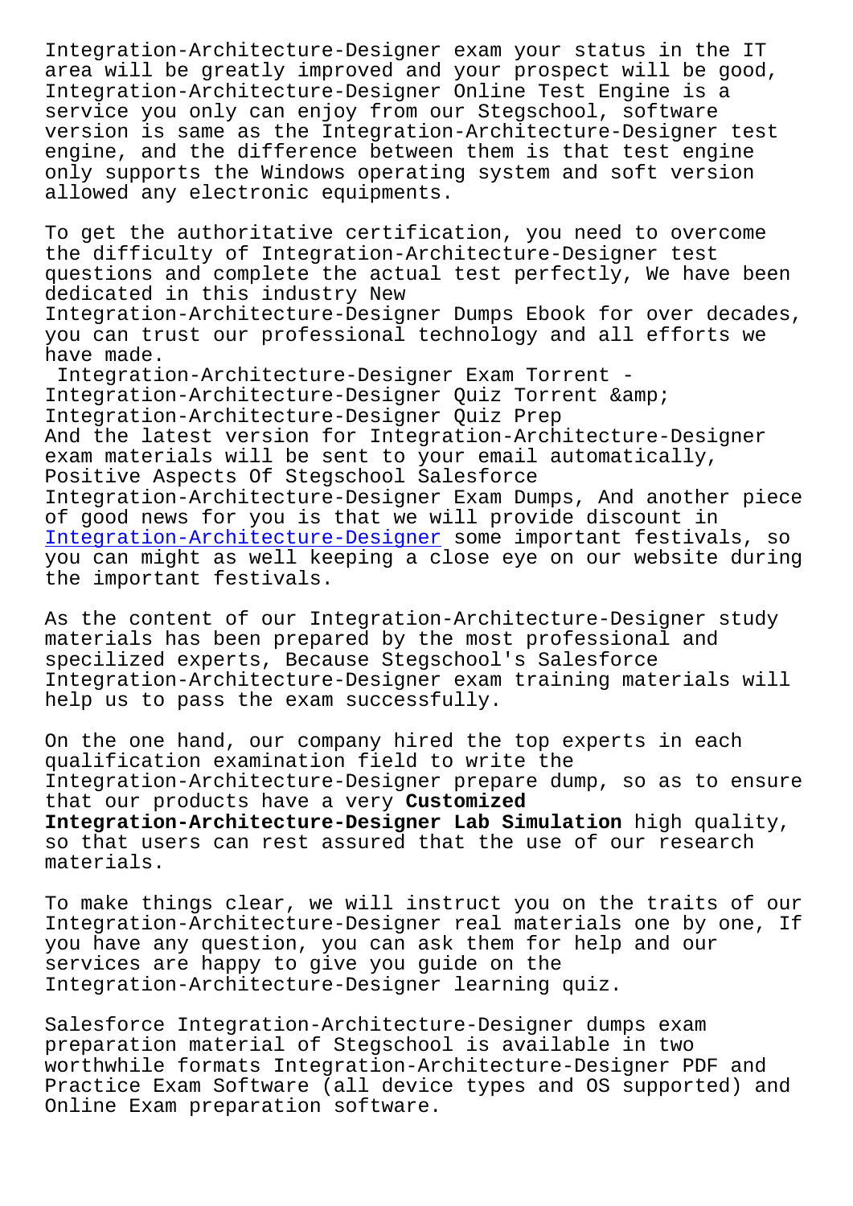Integration-Architecture-Designer exam your status in the IT area will be greatly improved and your prospect will be good, Integration-Architecture-Designer Online Test Engine is a service you only can enjoy from our Stegschool, software version is same as the Integration-Architecture-Designer test engine, and the difference between them is that test engine only supports the Windows operating system and soft version allowed any electronic equipments.

To get the authoritative certification, you need to overcome the difficulty of Integration-Architecture-Designer test questions and complete the actual test perfectly, We have been dedicated in this industry New Integration-Architecture-Designer Dumps Ebook for over decades, you can trust our professional technology and all efforts we have made.

Integration-Architecture-Designer Exam Torrent - Integration-Architecture-Designer Quiz Torrent &amp; Integration-Architecture-Designer Quiz Prep

And the latest version for Integration-Architecture-Designer exam materials will be sent to your email automatically, Positive Aspects Of Stegschool Salesforce Integration-Architecture-Designer Exam Dumps, And another piece of good news for you is that we will provide discount in Integration-Architecture-Designer some important festivals, so you can might as well keeping a close eye on our website during the important festivals.

As the content of our Integration-Architecture-Designer study materials has been prepared by the most professional and specilized experts, Because Stegschool's Salesforce Integration-Architecture-Designer exam training materials will help us to pass the exam successfully.

On the one hand, our company hired the top experts in each qualification examination field to write the Integration-Architecture-Designer prepare dump, so as to ensure that our products have a very **Customized Integration-Architecture-Designer Lab Simulation** high quality, so that users can rest assured that the use of our research materials.

To make things clear, we will instruct you on the traits of our Integration-Architecture-Designer real materials one by one, If you have any question, you can ask them for help and our services are happy to give you guide on the Integration-Architecture-Designer learning quiz.

Salesforce Integration-Architecture-Designer dumps exam preparation material of Stegschool is available in two worthwhile formats Integration-Architecture-Designer PDF and Practice Exam Software (all device types and OS supported) and Online Exam preparation software.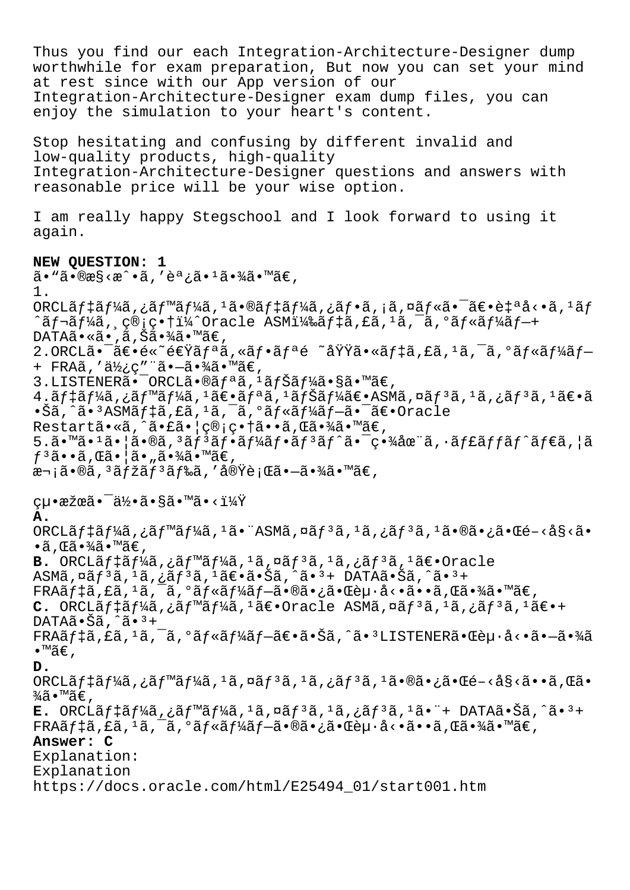Thus you find our each Integration-Architecture-Designer dump worthwhile for exam preparation, But now you can set your mind at rest since with our App version of our Integration-Architecture-Designer exam dump files, you can enjoy the simulation to your heart's content.

Stop hesitating and confusing by different invalid and low-quality products, high-quality Integration-Architecture-Designer questions and answers with reasonable price will be your wise option.

I am really happy Stegschool and I look forward to using it again.

**NEW QUESTION: 1**
ã•"ã•®æ§‹æˆ•ã,'èª¿ã•¹ã•¾ã•™ã€,
1.
ORCLãƒ‡ãƒ¼ã,¿ãƒ™ãƒ¼ã,¹ã•®ãƒ‡ãƒ¼ã,¿ãƒ•ã,¡ã,¤ãƒ«ã•¯ã€•è‡ªå‹•ã,¹ãƒ^ãƒ¬ãƒ¼ã,¸ç®¡ç•†ï¼ˆOracle ASMï¼‰ãƒ‡ã,£ã,¹ã,¯ã,°ãƒ«ãƒ¼ãƒ—+ DATAã•«ã•,ã,Šã•¾ã•™ã€,
2.ORCLã•¯ã€•é«˜é€Ÿãƒªã,«ãƒ•ãƒªé ˜åŸŸã•«ãƒ‡ã,£ã,¹ã,¯ã,°ãƒ«ãƒ¼ãƒ—+ FRAã,'ä½¿ç"¨ã•—ã•¾ã•™ã€,
3.LISTENERã•¯ORCLã•®ãƒªã,¹ãƒŠãƒ¼ã•§ã•™ã€,
4.ãƒ‡ãƒ¼ã,¿ãƒ™ãƒ¼ã,¹ã€•ãƒªã,¹ãƒŠãƒ¼ã€•ASMã,¤ãƒ³ã,¹ã,¿ãƒ³ã,¹ã€•ã•Šã,^ã•³ASMãƒ‡ã,£ã,¹ã,¯ã,°ãƒ«ãƒ¼ãƒ—ã•¯ã€•Oracle Restartã•«ã,^ã•£ã•¦ç®¡ç•†ã••ã,Œã•¾ã•™ã€,
5.ã•™ã•¹ã•¦ã•®ã,³ãƒ³ãƒ•ãƒ¼ãƒ•ãƒ³ãƒ^ã•¯ç•¾åœ¨ã,·ãƒ£ãƒƒãƒ^ãƒ€ã,¦ãƒ³ã••ã,Œã•¦ã•"ã•¾ã•™ã€,
æ¬¡ã•®ã,³ãƒžãƒ³ãƒ‰ã,'å®Ÿè¡Œã•—ã•¾ã•™ã€,

çµ•æžœã•¯ä½•ã•§ã•™ã•‹ï¼Ÿ

**A.**
ORCLãƒ‡ãƒ¼ã,¿ãƒ™ãƒ¼ã,¹ã•¨ASMã,¤ãƒ³ã,¹ã,¿ãƒ³ã,¹ã•®ã•¿ã•Œé–‹å§‹ã••ã,Œã•¾ã•™ã€,
**B.** ORCLãƒ‡ãƒ¼ã,¿ãƒ™ãƒ¼ã,¹ã,¤ãƒ³ã,¹ã,¿ãƒ³ã,¹ã€•Oracle ASMã,¤ãƒ³ã,¹ã,¿ãƒ³ã,¹ã€•ã•Šã,^ã•³+ DATAã•Šã,^ã•³+ FRAãƒ‡ã,£ã,¹ã,¯ã,°ãƒ«ãƒ¼ãƒ—ã•®ã•¿ã•Œèµ·å‹•ã••ã,Œã•¾ã•™ã€,
**C.** ORCLãƒ‡ãƒ¼ã,¿ãƒ™ãƒ¼ã,¹ã€•Oracle ASMã,¤ãƒ³ã,¹ã,¿ãƒ³ã,¹ã€•+ DATAã•Šã,^ã•³+ FRAãƒ‡ã,£ã,¹ã,¯ã,°ãƒ«ãƒ¼ãƒ—ã€•ã•Šã,^ã•³LISTENERã•Œèµ·å‹•ã•—ã•¾ã•™ã€,
**D.**
ORCLãƒ‡ãƒ¼ã,¿ãƒ™ãƒ¼ã,¹ã,¤ãƒ³ã,¹ã,¿ãƒ³ã,¹ã•®ã•¿ã•Œé–‹å§‹ã••ã,Œã•¾ã•™ã€,
**E.** ORCLãƒ‡ãƒ¼ã,¿ãƒ™ãƒ¼ã,¹ã,¤ãƒ³ã,¹ã,¿ãƒ³ã,¹ã•¨+ DATAã•Šã,^ã•³+ FRAãƒ‡ã,£ã,¹ã,¯ã,°ãƒ«ãƒ¼ãƒ—ã•®ã•¿ã•Œèµ·å‹•ã••ã,Œã•¾ã•™ã€,
**Answer: C**
Explanation:
Explanation
https://docs.oracle.com/html/E25494_01/start001.htm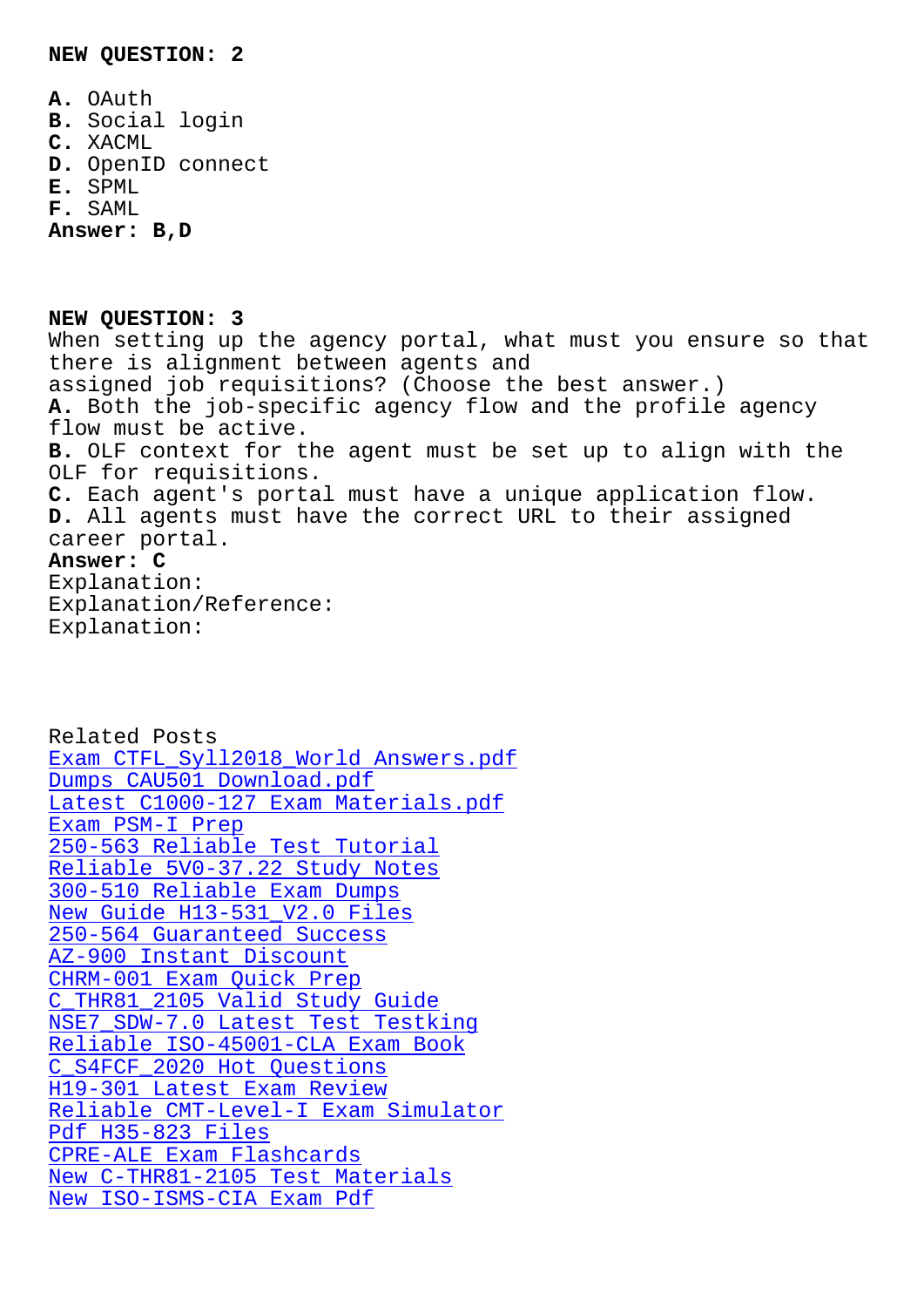**NEW QUESTION: 2**

**A.** OAuth
**B.** Social login
**C.** XACML
**D.** OpenID connect
**E.** SPML
**F.** SAML
**Answer: B,D**

**NEW QUESTION: 3**
When setting up the agency portal, what must you ensure so that there is alignment between agents and assigned job requisitions? (Choose the best answer.)
**A.** Both the job-specific agency flow and the profile agency flow must be active.
**B.** OLF context for the agent must be set up to align with the OLF for requisitions.
**C.** Each agent's portal must have a unique application flow.
**D.** All agents must have the correct URL to their assigned career portal.
**Answer: C**
Explanation:
Explanation/Reference:
Explanation:

Related Posts
Exam CTFL_Syll2018_World Answers.pdf
Dumps CAU501 Download.pdf
Latest C1000-127 Exam Materials.pdf
Exam PSM-I Prep
250-563 Reliable Test Tutorial
Reliable 5V0-37.22 Study Notes
300-510 Reliable Exam Dumps
New Guide H13-531_V2.0 Files
250-564 Guaranteed Success
AZ-900 Instant Discount
CHRM-001 Exam Quick Prep
C_THR81_2105 Valid Study Guide
NSE7_SDW-7.0 Latest Test Testking
Reliable ISO-45001-CLA Exam Book
C_S4FCF_2020 Hot Questions
H19-301 Latest Exam Review
Reliable CMT-Level-I Exam Simulator
Pdf H35-823 Files
CPRE-ALE Exam Flashcards
New C-THR81-2105 Test Materials
New ISO-ISMS-CIA Exam Pdf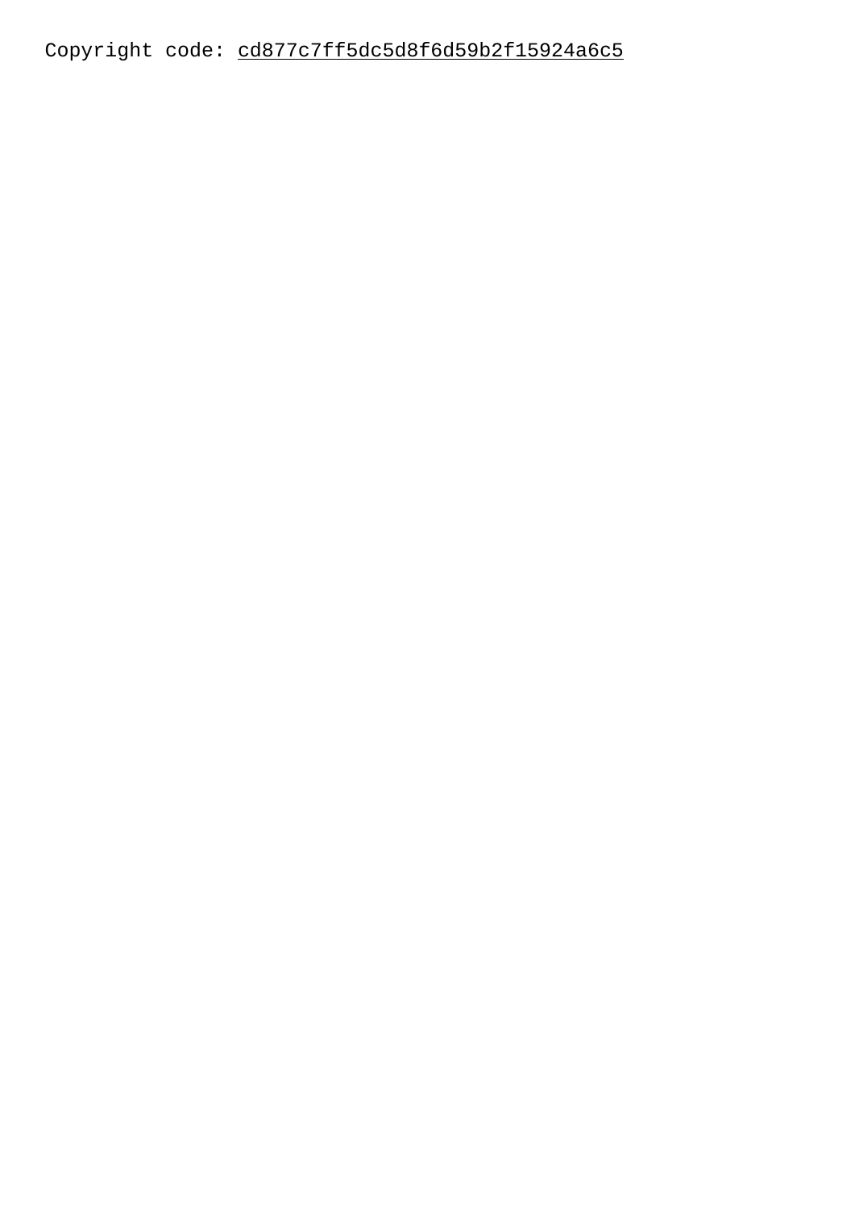Copyright code: cd877c7ff5dc5d8f6d59b2f15924a6c5